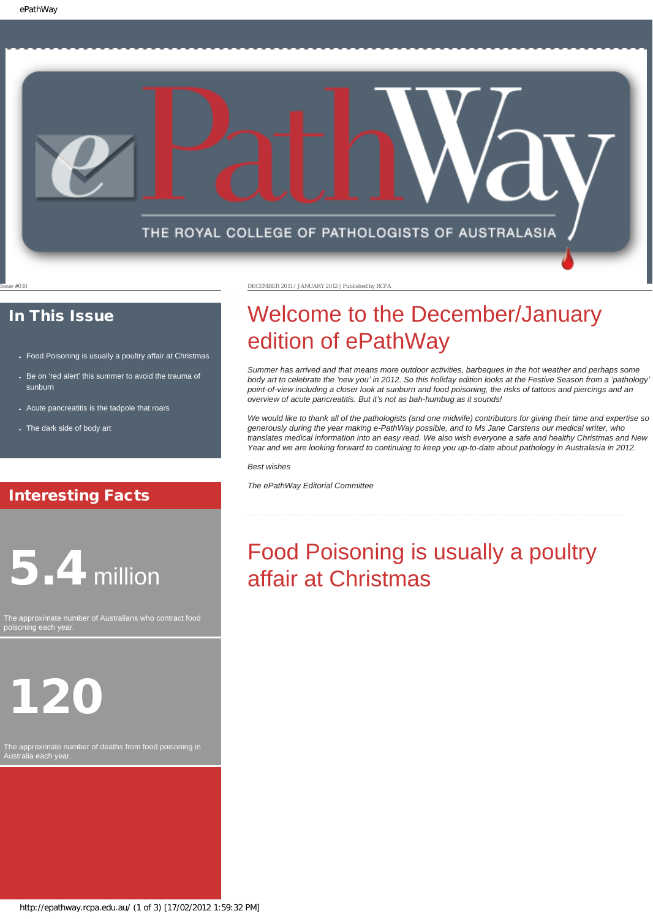# ePathWay

THE ROYAL COLLEGE OF PATHOLOGISTS OF AUSTRALASIA

Issue #010

DECEMBER 2011 / JANUARY 2012 | Published by RCPA

## In This Issue

- Food Poisoning is usually a poultry affair at Christmas
- Be on 'red alert' this summer to avoid the trauma of sunburn
- Acute pancreatitis is the tadpole that roars
- The dark side of body art

## Interesting Facts

**5.4** million

The approximate number of Australians who contract food poisoning each year.

**120**

The approximate number of deaths from food poisoning in Australia each year.

# Welcome to the December/January edition of ePathWay

*Summer has arrived and that means more outdoor activities, barbeques in the hot weather and perhaps some body art to celebrate the 'new you' in 2012. So this holiday edition looks at the Festive Season from a 'pathology' point-of-view including a closer look at sunburn and food poisoning, the risks of tattoos and piercings and an overview of acute pancreatitis. But it's not as bah-humbug as it sounds!*

*We would like to thank all of the pathologists (and one midwife) contributors for giving their time and expertise so generously during the year making e-PathWay possible, and to Ms Jane Carstens our medical writer, who translates medical information into an easy read. We also wish everyone a safe and healthy Christmas and New Year and we are looking forward to continuing to keep you up-to-date about pathology in Australasia in 2012.*

*Best wishes*

*The ePathWay Editorial Committee*

# Food Poisoning is usually a poultry affair at Christmas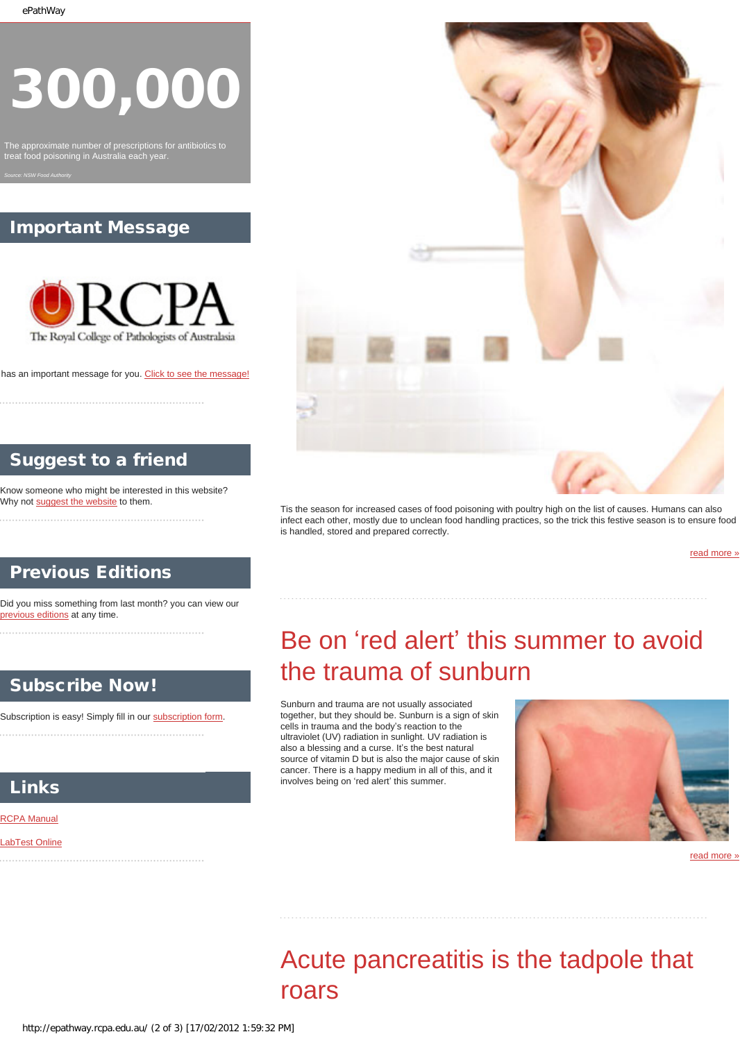# 300,000

The approximate number of prescriptions for antibiotics to treat food poisoning in Australia each year.

*Source: NSW Food Authority*

## Important Message

RCPA The Royal College of Pathologists of Australasia

has an important message for you. Click to see the message!

## Suggest to a friend

Know someone who might be interested in this website? Why not suggest the website to them.

## Previous Editions

Did you miss something from last month? you can view our previous editions at any time.

## Subscribe Now!

Subscription is easy! Simply fill in our subscription form.

## Links

RCPA Manual

LabTest Online

Tis the season for increased cases of food poisoning with poultry high on the list of causes. Humans can also infect each other, mostly due to unclean food handling practices, so the trick this festive season is to ensure food is handled, stored and prepared correctly.

read more »

# Be on 'red alert' this summer to avoid the trauma of sunburn

Sunburn and trauma are not usually associated together, but they should be. Sunburn is a sign of skin cells in trauma and the body's reaction to the ultraviolet (UV) radiation in sunlight. UV radiation is also a blessing and a curse. It's the best natural source of vitamin D but is also the major cause of skin cancer. There is a happy medium in all of this, and it involves being on 'red alert' this summer.

read more »

# Acute pancreatitis is the tadpole that roars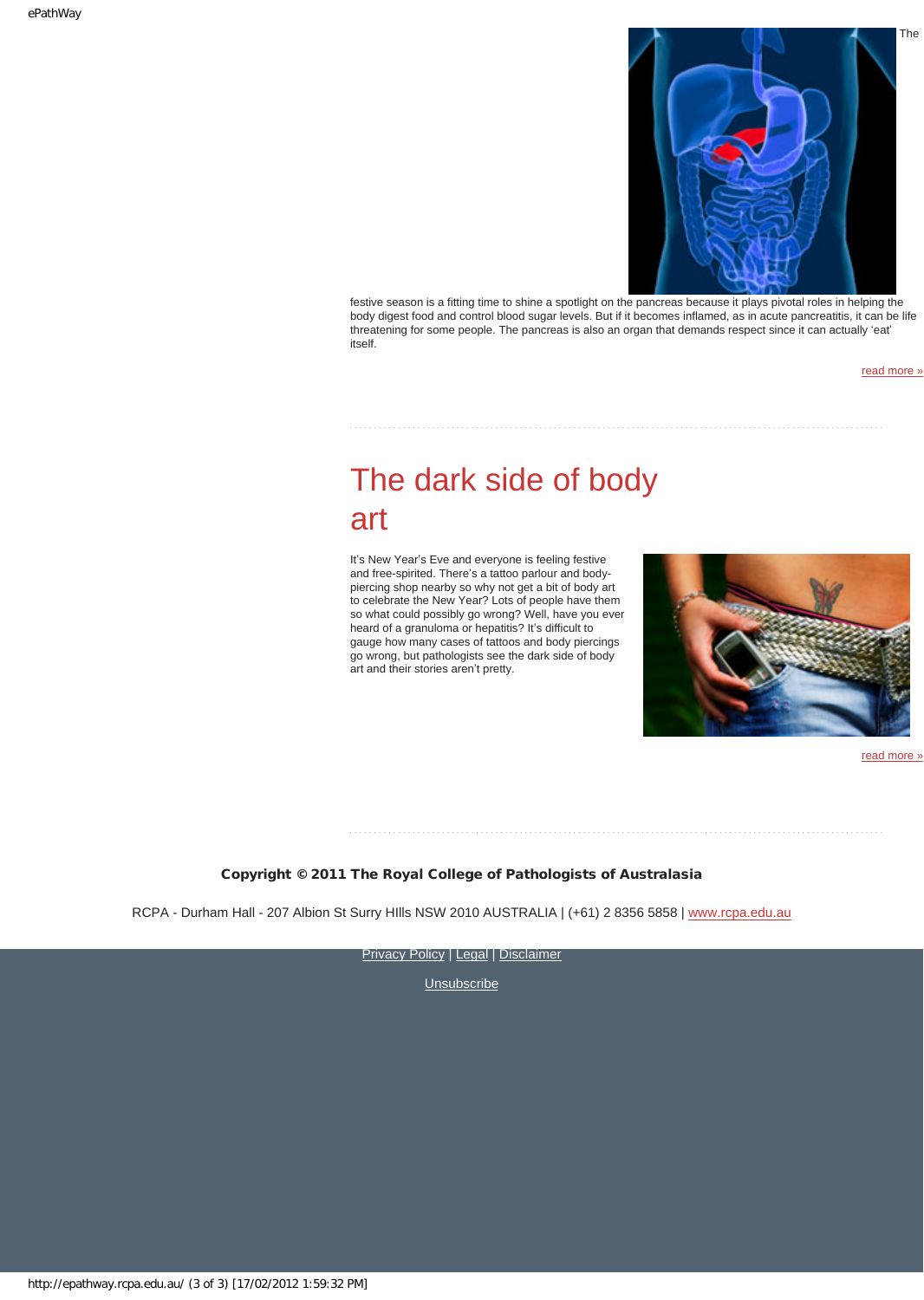The festive season is a fitting time to shine a spotlight on the pancreas because it plays pivotal roles in helping the body digest food and control blood sugar levels. But if it becomes inflamed, as in acute pancreatitis, it can be life threatening for some people. The pancreas is also an organ that demands respect since it can actually 'eat' itself.

read more »

# The dark side of body art

It's New Year's Eve and everyone is feeling festive and free-spirited. There's a tattoo parlour and body-piercing shop nearby so why not get a bit of body art to celebrate the New Year? Lots of people have them so what could possibly go wrong? Well, have you ever heard of a granuloma or hepatitis? It's difficult to gauge how many cases of tattoos and body piercings go wrong, but pathologists see the dark side of body art and their stories aren't pretty.

read more »

**Copyright © 2011 The Royal College of Pathologists of Australasia**

RCPA - Durham Hall - 207 Albion St Surry HIlls NSW 2010 AUSTRALIA | (+61) 2 8356 5858 | www.rcpa.edu.au

Privacy Policy | Legal | Disclaimer

Unsubscribe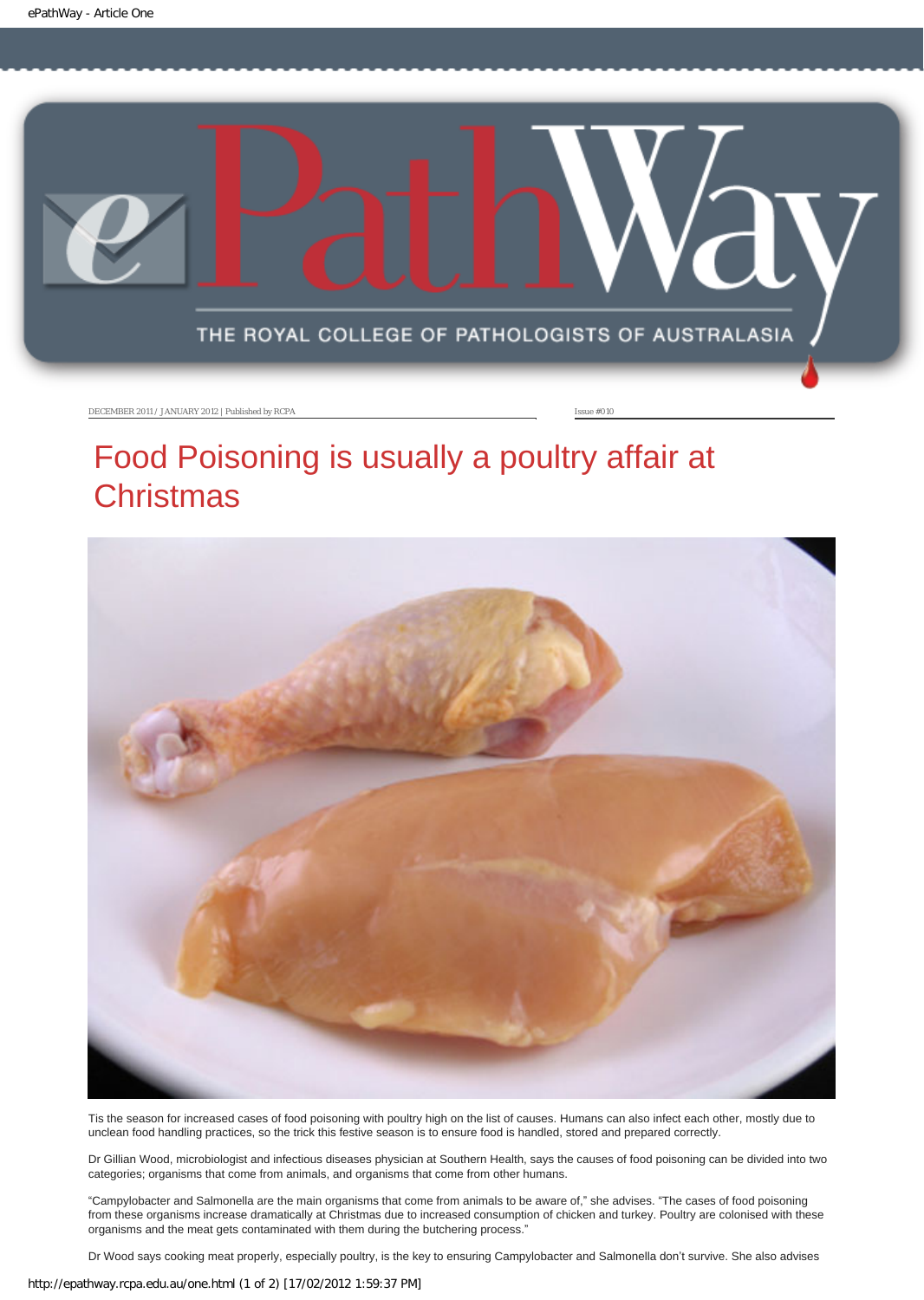DECEMBER 2011 / JANUARY 2012 | Published by RCPA

Issue #010

# Food Poisoning is usually a poultry affair at Christmas

Tis the season for increased cases of food poisoning with poultry high on the list of causes. Humans can also infect each other, mostly due to unclean food handling practices, so the trick this festive season is to ensure food is handled, stored and prepared correctly.

Dr Gillian Wood, microbiologist and infectious diseases physician at Southern Health, says the causes of food poisoning can be divided into two categories; organisms that come from animals, and organisms that come from other humans.

"Campylobacter and Salmonella are the main organisms that come from animals to be aware of," she advises. "The cases of food poisoning from these organisms increase dramatically at Christmas due to increased consumption of chicken and turkey. Poultry are colonised with these organisms and the meat gets contaminated with them during the butchering process."

Dr Wood says cooking meat properly, especially poultry, is the key to ensuring Campylobacter and Salmonella don't survive. She also advises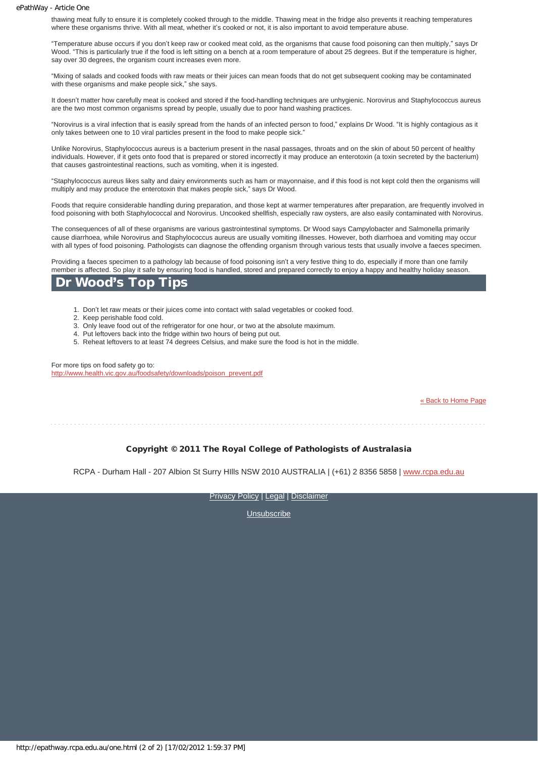thawing meat fully to ensure it is completely cooked through to the middle. Thawing meat in the fridge also prevents it reaching temperatures where these organisms thrive. With all meat, whether it's cooked or not, it is also important to avoid temperature abuse.

"Temperature abuse occurs if you don't keep raw or cooked meat cold, as the organisms that cause food poisoning can then multiply," says Dr Wood. "This is particularly true if the food is left sitting on a bench at a room temperature of about 25 degrees. But if the temperature is higher, say over 30 degrees, the organism count increases even more.

"Mixing of salads and cooked foods with raw meats or their juices can mean foods that do not get subsequent cooking may be contaminated with these organisms and make people sick," she says.

It doesn't matter how carefully meat is cooked and stored if the food-handling techniques are unhygienic. Norovirus and Staphylococcus aureus are the two most common organisms spread by people, usually due to poor hand washing practices.

"Norovirus is a viral infection that is easily spread from the hands of an infected person to food," explains Dr Wood. "It is highly contagious as it only takes between one to 10 viral particles present in the food to make people sick."

Unlike Norovirus, Staphylococcus aureus is a bacterium present in the nasal passages, throats and on the skin of about 50 percent of healthy individuals. However, if it gets onto food that is prepared or stored incorrectly it may produce an enterotoxin (a toxin secreted by the bacterium) that causes gastrointestinal reactions, such as vomiting, when it is ingested.

"Staphylococcus aureus likes salty and dairy environments such as ham or mayonnaise, and if this food is not kept cold then the organisms will multiply and may produce the enterotoxin that makes people sick," says Dr Wood.

Foods that require considerable handling during preparation, and those kept at warmer temperatures after preparation, are frequently involved in food poisoning with both Staphylococcal and Norovirus. Uncooked shellfish, especially raw oysters, are also easily contaminated with Norovirus.

The consequences of all of these organisms are various gastrointestinal symptoms. Dr Wood says Campylobacter and Salmonella primarily cause diarrhoea, while Norovirus and Staphylococcus aureus are usually vomiting illnesses. However, both diarrhoea and vomiting may occur with all types of food poisoning. Pathologists can diagnose the offending organism through various tests that usually involve a faeces specimen.

Providing a faeces specimen to a pathology lab because of food poisoning isn't a very festive thing to do, especially if more than one family member is affected. So play it safe by ensuring food is handled, stored and prepared correctly to enjoy a happy and healthy holiday season.

## Dr Wood's Top Tips

1. Don't let raw meats or their juices come into contact with salad vegetables or cooked food.
2. Keep perishable food cold.
3. Only leave food out of the refrigerator for one hour, or two at the absolute maximum.
4. Put leftovers back into the fridge within two hours of being put out.
5. Reheat leftovers to at least 74 degrees Celsius, and make sure the food is hot in the middle.

For more tips on food safety go to:
http://www.health.vic.gov.au/foodsafety/downloads/poison_prevent.pdf

« Back to Home Page

**Copyright © 2011 The Royal College of Pathologists of Australasia**

RCPA - Durham Hall - 207 Albion St Surry HIlls NSW 2010 AUSTRALIA | (+61) 2 8356 5858 | www.rcpa.edu.au

Privacy Policy | Legal | Disclaimer

Unsubscribe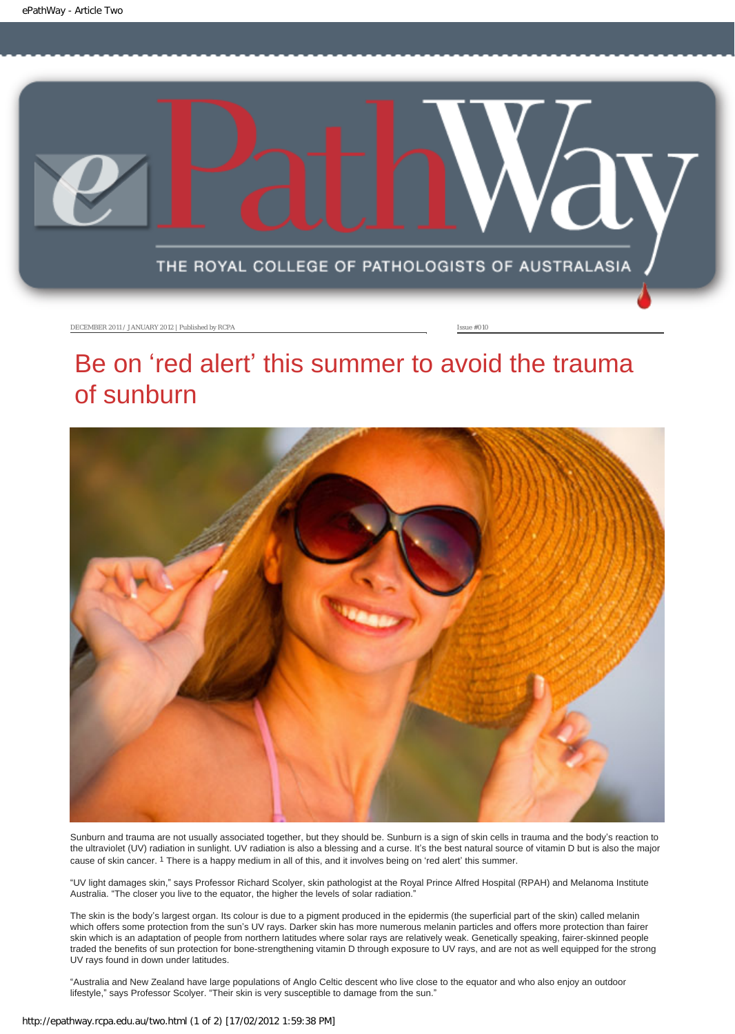DECEMBER 2011 / JANUARY 2012 | Published by RCPA

Issue #010

# Be on 'red alert' this summer to avoid the trauma of sunburn

Sunburn and trauma are not usually associated together, but they should be. Sunburn is a sign of skin cells in trauma and the body's reaction to the ultraviolet (UV) radiation in sunlight. UV radiation is also a blessing and a curse. It's the best natural source of vitamin D but is also the major cause of skin cancer. [1] There is a happy medium in all of this, and it involves being on 'red alert' this summer.

"UV light damages skin," says Professor Richard Scolyer, skin pathologist at the Royal Prince Alfred Hospital (RPAH) and Melanoma Institute Australia. "The closer you live to the equator, the higher the levels of solar radiation."

The skin is the body's largest organ. Its colour is due to a pigment produced in the epidermis (the superficial part of the skin) called melanin which offers some protection from the sun's UV rays. Darker skin has more numerous melanin particles and offers more protection than fairer skin which is an adaptation of people from northern latitudes where solar rays are relatively weak. Genetically speaking, fairer-skinned people traded the benefits of sun protection for bone-strengthening vitamin D through exposure to UV rays, and are not as well equipped for the strong UV rays found in down under latitudes.

"Australia and New Zealand have large populations of Anglo Celtic descent who live close to the equator and who also enjoy an outdoor lifestyle," says Professor Scolyer. "Their skin is very susceptible to damage from the sun."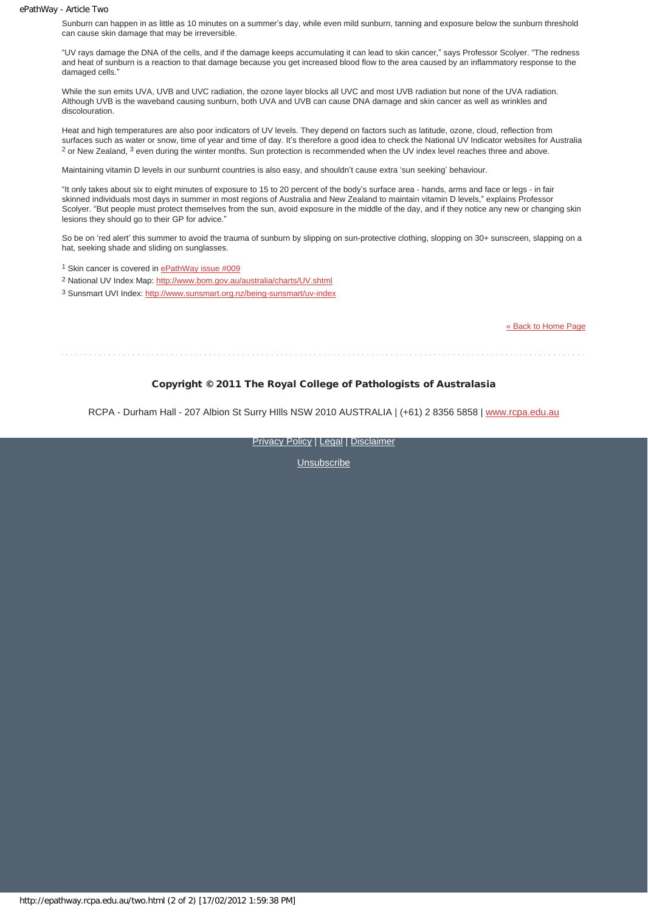Sunburn can happen in as little as 10 minutes on a summer's day, while even mild sunburn, tanning and exposure below the sunburn threshold can cause skin damage that may be irreversible.

"UV rays damage the DNA of the cells, and if the damage keeps accumulating it can lead to skin cancer," says Professor Scolyer. "The redness and heat of sunburn is a reaction to that damage because you get increased blood flow to the area caused by an inflammatory response to the damaged cells."

While the sun emits UVA, UVB and UVC radiation, the ozone layer blocks all UVC and most UVB radiation but none of the UVA radiation. Although UVB is the waveband causing sunburn, both UVA and UVB can cause DNA damage and skin cancer as well as wrinkles and discolouration.

Heat and high temperatures are also poor indicators of UV levels. They depend on factors such as latitude, ozone, cloud, reflection from surfaces such as water or snow, time of year and time of day. It's therefore a good idea to check the National UV Indicator websites for Australia [2] or New Zealand, [3] even during the winter months. Sun protection is recommended when the UV index level reaches three and above.

Maintaining vitamin D levels in our sunburnt countries is also easy, and shouldn't cause extra 'sun seeking' behaviour.

"It only takes about six to eight minutes of exposure to 15 to 20 percent of the body's surface area - hands, arms and face or legs - in fair skinned individuals most days in summer in most regions of Australia and New Zealand to maintain vitamin D levels," explains Professor Scolyer. "But people must protect themselves from the sun, avoid exposure in the middle of the day, and if they notice any new or changing skin lesions they should go to their GP for advice."

So be on 'red alert' this summer to avoid the trauma of sunburn by slipping on sun-protective clothing, slopping on 30+ sunscreen, slapping on a hat, seeking shade and sliding on sunglasses.

[1] Skin cancer is covered in ePathWay issue #009

[2] National UV Index Map: http://www.bom.gov.au/australia/charts/UV.shtml

[3] Sunsmart UVI Index: http://www.sunsmart.org.nz/being-sunsmart/uv-index

« Back to Home Page

**Copyright © 2011 The Royal College of Pathologists of Australasia**

RCPA - Durham Hall - 207 Albion St Surry HIlls NSW 2010 AUSTRALIA | (+61) 2 8356 5858 | www.rcpa.edu.au

Privacy Policy | Legal | Disclaimer

Unsubscribe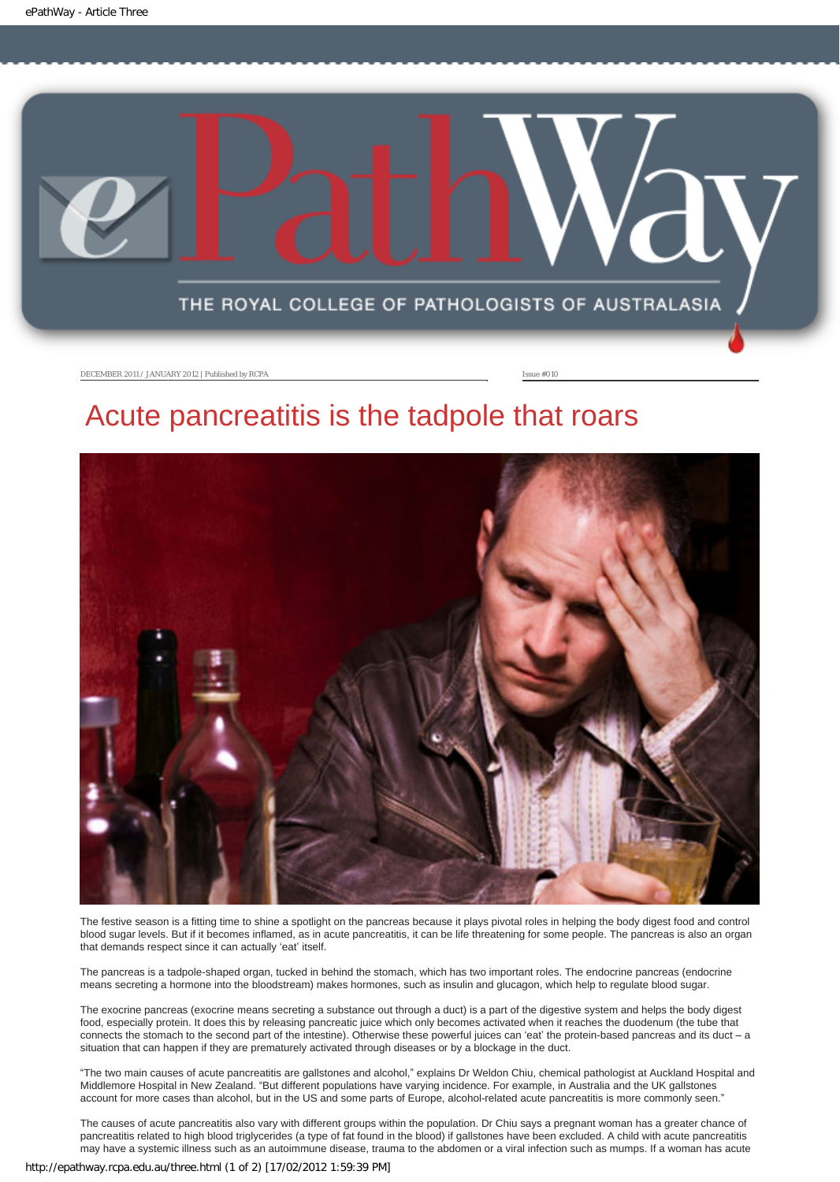DECEMBER 2011 / JANUARY 2012 | Published by RCPA

Issue #010

# Acute pancreatitis is the tadpole that roars

The festive season is a fitting time to shine a spotlight on the pancreas because it plays pivotal roles in helping the body digest food and control blood sugar levels. But if it becomes inflamed, as in acute pancreatitis, it can be life threatening for some people. The pancreas is also an organ that demands respect since it can actually 'eat' itself.

The pancreas is a tadpole-shaped organ, tucked in behind the stomach, which has two important roles. The endocrine pancreas (endocrine means secreting a hormone into the bloodstream) makes hormones, such as insulin and glucagon, which help to regulate blood sugar.

The exocrine pancreas (exocrine means secreting a substance out through a duct) is a part of the digestive system and helps the body digest food, especially protein. It does this by releasing pancreatic juice which only becomes activated when it reaches the duodenum (the tube that connects the stomach to the second part of the intestine). Otherwise these powerful juices can 'eat' the protein-based pancreas and its duct – a situation that can happen if they are prematurely activated through diseases or by a blockage in the duct.

"The two main causes of acute pancreatitis are gallstones and alcohol," explains Dr Weldon Chiu, chemical pathologist at Auckland Hospital and Middlemore Hospital in New Zealand. "But different populations have varying incidence. For example, in Australia and the UK gallstones account for more cases than alcohol, but in the US and some parts of Europe, alcohol-related acute pancreatitis is more commonly seen."

The causes of acute pancreatitis also vary with different groups within the population. Dr Chiu says a pregnant woman has a greater chance of pancreatitis related to high blood triglycerides (a type of fat found in the blood) if gallstones have been excluded. A child with acute pancreatitis may have a systemic illness such as an autoimmune disease, trauma to the abdomen or a viral infection such as mumps. If a woman has acute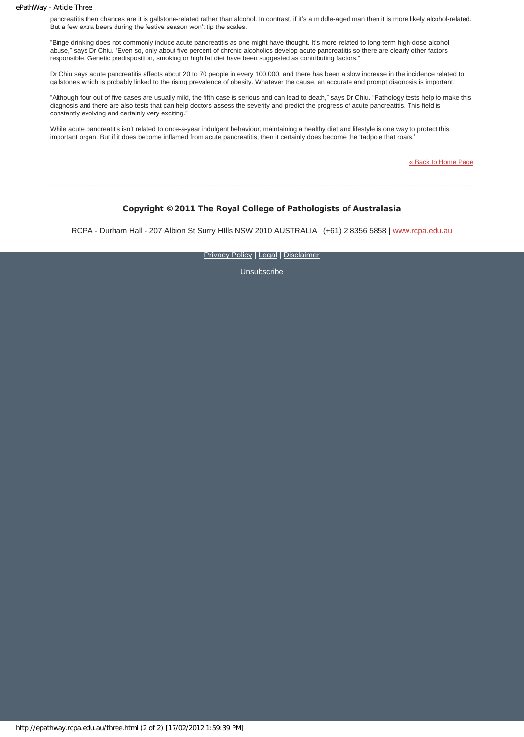pancreatitis then chances are it is gallstone-related rather than alcohol. In contrast, if it's a middle-aged man then it is more likely alcohol-related. But a few extra beers during the festive season won't tip the scales.

"Binge drinking does not commonly induce acute pancreatitis as one might have thought. It's more related to long-term high-dose alcohol abuse," says Dr Chiu. "Even so, only about five percent of chronic alcoholics develop acute pancreatitis so there are clearly other factors responsible. Genetic predisposition, smoking or high fat diet have been suggested as contributing factors."

Dr Chiu says acute pancreatitis affects about 20 to 70 people in every 100,000, and there has been a slow increase in the incidence related to gallstones which is probably linked to the rising prevalence of obesity. Whatever the cause, an accurate and prompt diagnosis is important.

"Although four out of five cases are usually mild, the fifth case is serious and can lead to death," says Dr Chiu. "Pathology tests help to make this diagnosis and there are also tests that can help doctors assess the severity and predict the progress of acute pancreatitis. This field is constantly evolving and certainly very exciting."

While acute pancreatitis isn't related to once-a-year indulgent behaviour, maintaining a healthy diet and lifestyle is one way to protect this important organ. But if it does become inflamed from acute pancreatitis, then it certainly does become the 'tadpole that roars.'

« Back to Home Page

**Copyright © 2011 The Royal College of Pathologists of Australasia**

RCPA - Durham Hall - 207 Albion St Surry HIlls NSW 2010 AUSTRALIA | (+61) 2 8356 5858 | www.rcpa.edu.au

Privacy Policy | Legal | Disclaimer

Unsubscribe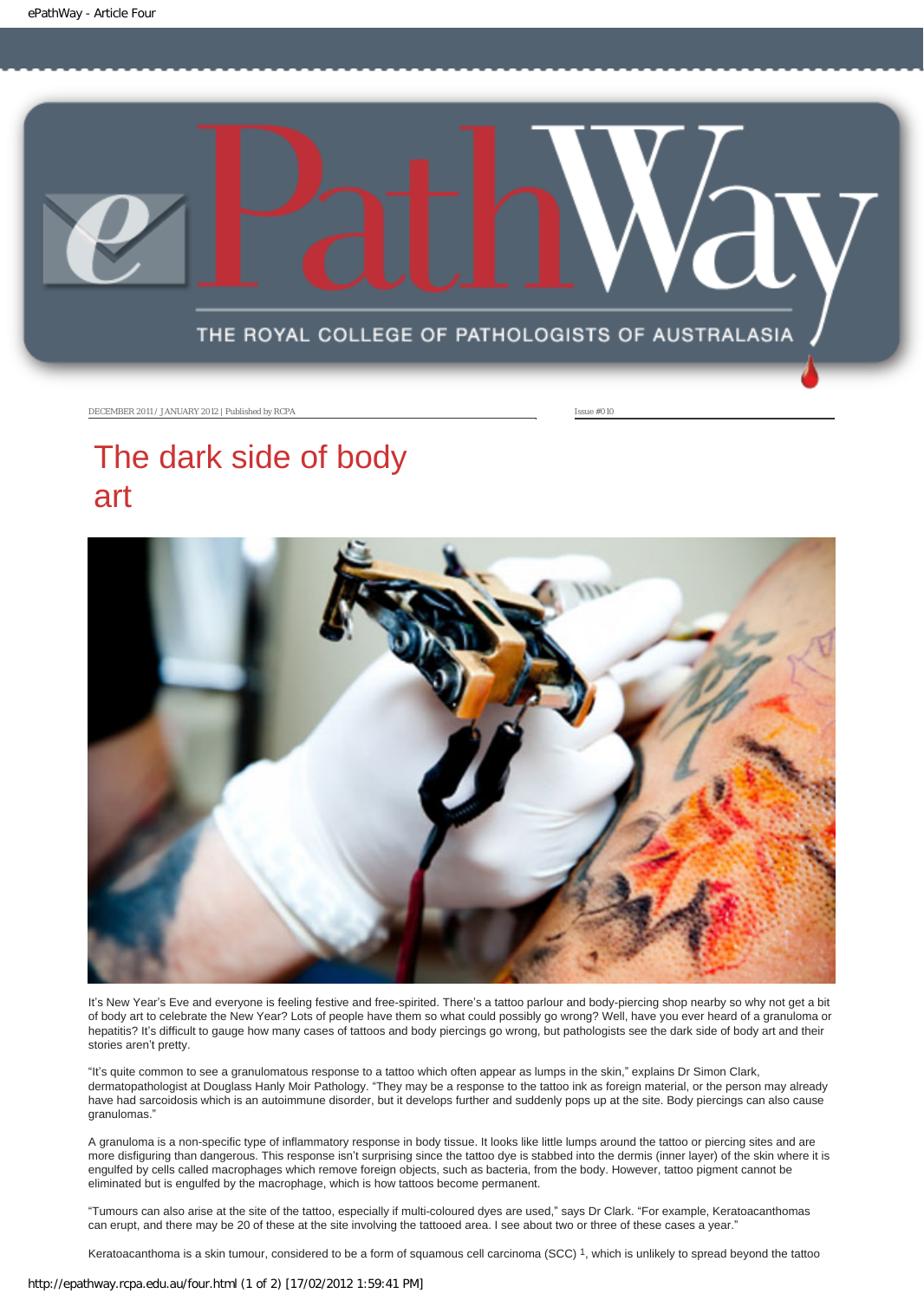DECEMBER 2011 / JANUARY 2012 | Published by RCPA

Issue #010

# The dark side of body art

It's New Year's Eve and everyone is feeling festive and free-spirited. There's a tattoo parlour and body-piercing shop nearby so why not get a bit of body art to celebrate the New Year? Lots of people have them so what could possibly go wrong? Well, have you ever heard of a granuloma or hepatitis? It's difficult to gauge how many cases of tattoos and body piercings go wrong, but pathologists see the dark side of body art and their stories aren't pretty.

"It's quite common to see a granulomatous response to a tattoo which often appear as lumps in the skin," explains Dr Simon Clark, dermatopathologist at Douglass Hanly Moir Pathology. "They may be a response to the tattoo ink as foreign material, or the person may already have had sarcoidosis which is an autoimmune disorder, but it develops further and suddenly pops up at the site. Body piercings can also cause granulomas."

A granuloma is a non-specific type of inflammatory response in body tissue. It looks like little lumps around the tattoo or piercing sites and are more disfiguring than dangerous. This response isn't surprising since the tattoo dye is stabbed into the dermis (inner layer) of the skin where it is engulfed by cells called macrophages which remove foreign objects, such as bacteria, from the body. However, tattoo pigment cannot be eliminated but is engulfed by the macrophage, which is how tattoos become permanent.

"Tumours can also arise at the site of the tattoo, especially if multi-coloured dyes are used," says Dr Clark. "For example, Keratoacanthomas can erupt, and there may be 20 of these at the site involving the tattooed area. I see about two or three of these cases a year."

Keratoacanthoma is a skin tumour, considered to be a form of squamous cell carcinoma (SCC) [1], which is unlikely to spread beyond the tattoo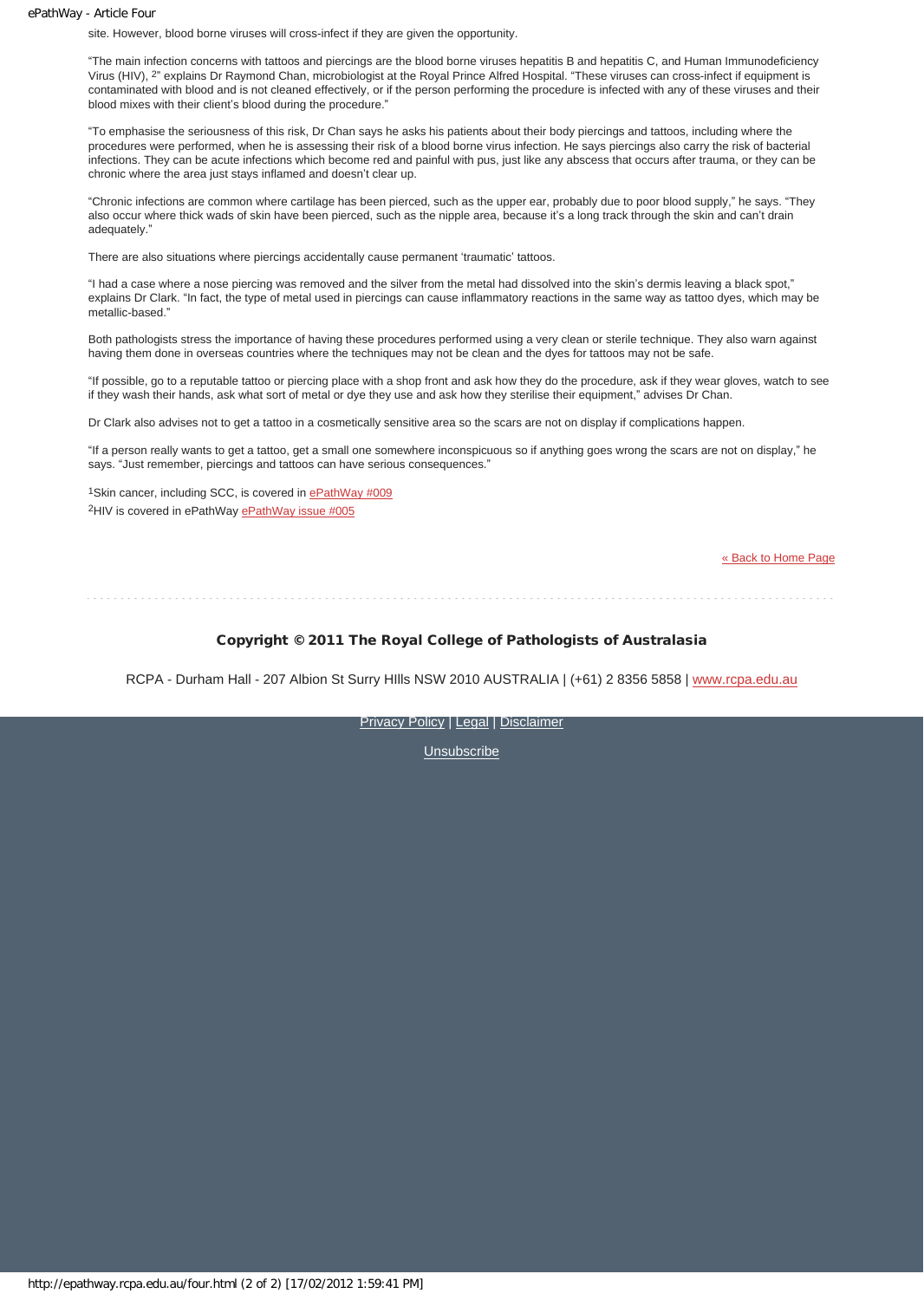site. However, blood borne viruses will cross-infect if they are given the opportunity.

"The main infection concerns with tattoos and piercings are the blood borne viruses hepatitis B and hepatitis C, and Human Immunodeficiency Virus (HIV), [2]" explains Dr Raymond Chan, microbiologist at the Royal Prince Alfred Hospital. "These viruses can cross-infect if equipment is contaminated with blood and is not cleaned effectively, or if the person performing the procedure is infected with any of these viruses and their blood mixes with their client's blood during the procedure."

"To emphasise the seriousness of this risk, Dr Chan says he asks his patients about their body piercings and tattoos, including where the procedures were performed, when he is assessing their risk of a blood borne virus infection. He says piercings also carry the risk of bacterial infections. They can be acute infections which become red and painful with pus, just like any abscess that occurs after trauma, or they can be chronic where the area just stays inflamed and doesn't clear up.

"Chronic infections are common where cartilage has been pierced, such as the upper ear, probably due to poor blood supply," he says. "They also occur where thick wads of skin have been pierced, such as the nipple area, because it's a long track through the skin and can't drain adequately."

There are also situations where piercings accidentally cause permanent 'traumatic' tattoos.

"I had a case where a nose piercing was removed and the silver from the metal had dissolved into the skin's dermis leaving a black spot," explains Dr Clark. "In fact, the type of metal used in piercings can cause inflammatory reactions in the same way as tattoo dyes, which may be metallic-based."

Both pathologists stress the importance of having these procedures performed using a very clean or sterile technique. They also warn against having them done in overseas countries where the techniques may not be clean and the dyes for tattoos may not be safe.

"If possible, go to a reputable tattoo or piercing place with a shop front and ask how they do the procedure, ask if they wear gloves, watch to see if they wash their hands, ask what sort of metal or dye they use and ask how they sterilise their equipment," advises Dr Chan.

Dr Clark also advises not to get a tattoo in a cosmetically sensitive area so the scars are not on display if complications happen.

"If a person really wants to get a tattoo, get a small one somewhere inconspicuous so if anything goes wrong the scars are not on display," he says. "Just remember, piercings and tattoos can have serious consequences."

[1]Skin cancer, including SCC, is covered in ePathWay #009

[2]HIV is covered in ePathWay ePathWay issue #005

« Back to Home Page

**Copyright © 2011 The Royal College of Pathologists of Australasia**

RCPA - Durham Hall - 207 Albion St Surry HIlls NSW 2010 AUSTRALIA | (+61) 2 8356 5858 | www.rcpa.edu.au

Privacy Policy | Legal | Disclaimer

Unsubscribe